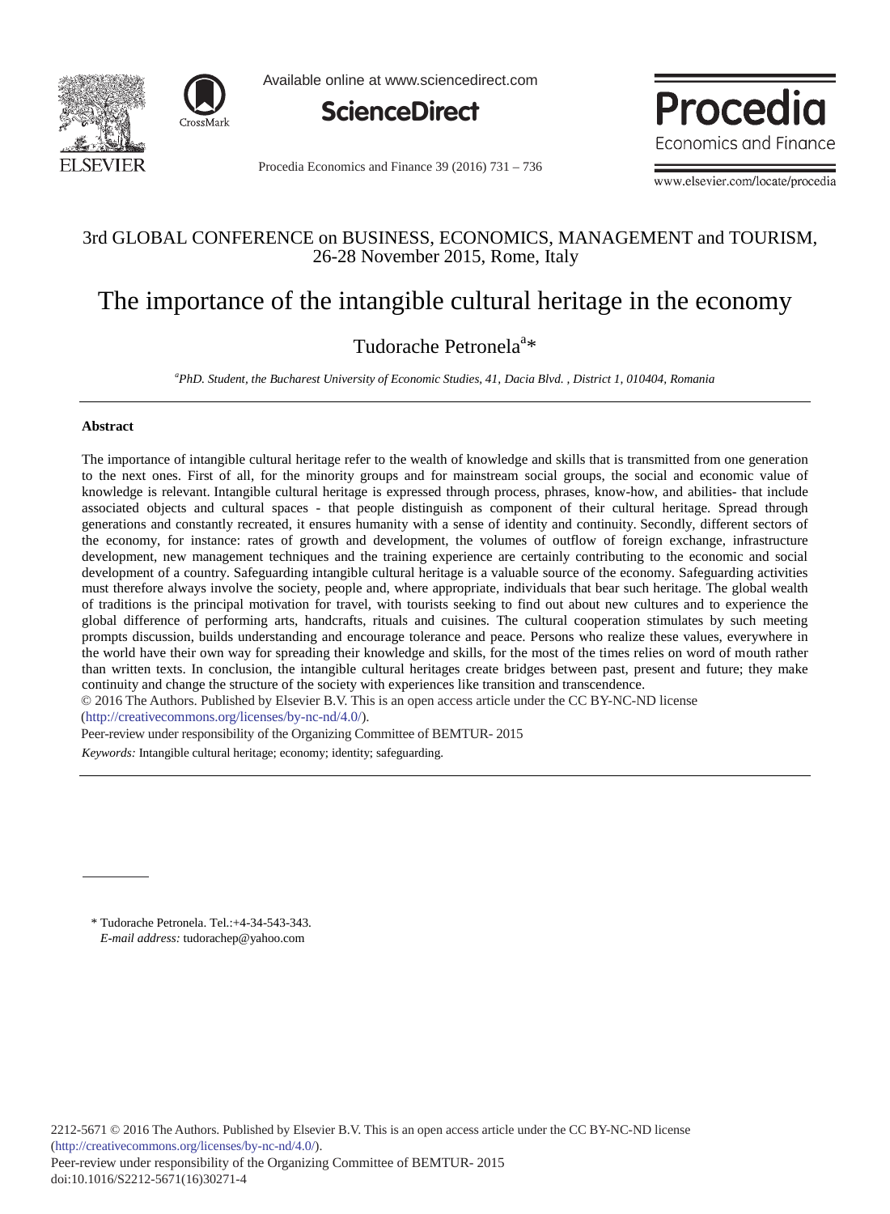3rd GLOBAL CONFERENCE on BUSINESS, ECONOMICS, MANAGEMENT and TOURISM, 26-28 November 2015, Rome, Italy

# The importance of the intangible cultural heritage in the economy

Tudorache Petronela[a]*

[a] *PhD. Student, the Bucharest University of Economic Studies, 41, Dacia Blvd. , District 1, 010404, Romania*

---

## Abstract

The importance of intangible cultural heritage refer to the wealth of knowledge and skills that is transmitted from one generation to the next ones. First of all, for the minority groups and for mainstream social groups, the social and economic value of knowledge is relevant. Intangible cultural heritage is expressed through process, phrases, know-how, and abilities- that include associated objects and cultural spaces - that people distinguish as component of their cultural heritage. Spread through generations and constantly recreated, it ensures humanity with a sense of identity and continuity. Secondly, different sectors of the economy, for instance: rates of growth and development, the volumes of outflow of foreign exchange, infrastructure development, new management techniques and the training experience are certainly contributing to the economic and social development of a country. Safeguarding intangible cultural heritage is a valuable source of the economy. Safeguarding activities must therefore always involve the society, people and, where appropriate, individuals that bear such heritage. The global wealth of traditions is the principal motivation for travel, with tourists seeking to find out about new cultures and to experience the global difference of performing arts, handcrafts, rituals and cuisines. The cultural cooperation stimulates by such meeting prompts discussion, builds understanding and encourage tolerance and peace. Persons who realize these values, everywhere in the world have their own way for spreading their knowledge and skills, for the most of the times relies on word of mouth rather than written texts. In conclusion, the intangible cultural heritages create bridges between past, present and future; they make continuity and change the structure of the society with experiences like transition and transcendence.

© 2016 The Authors. Published by Elsevier B.V. This is an open access article under the CC BY-NC-ND license (http://creativecommons.org/licenses/by-nc-nd/4.0/).

Peer-review under responsibility of the Organizing Committee of BEMTUR- 2015

*Keywords:* Intangible cultural heritage; economy; identity; safeguarding.

---

\* Tudorache Petronela. Tel.:+4-34-543-343.
*E-mail address:* tudorachep@yahoo.com

2212-5671 © 2016 The Authors. Published by Elsevier B.V. This is an open access article under the CC BY-NC-ND license (http://creativecommons.org/licenses/by-nc-nd/4.0/).
Peer-review under responsibility of the Organizing Committee of BEMTUR- 2015
doi:10.1016/S2212-5671(16)30271-4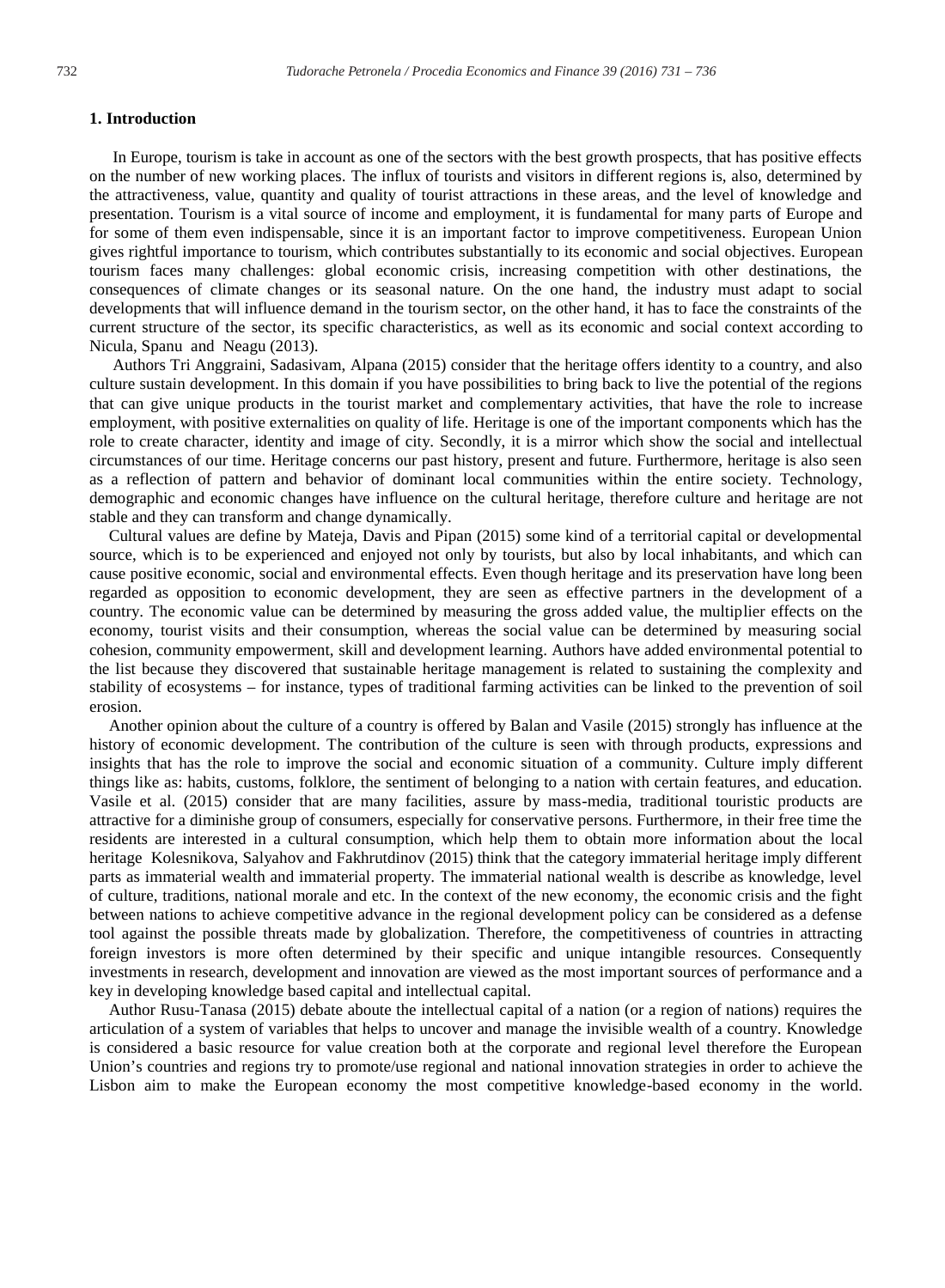## 1. Introduction

In Europe, tourism is take in account as one of the sectors with the best growth prospects, that has positive effects on the number of new working places. The influx of tourists and visitors in different regions is, also, determined by the attractiveness, value, quantity and quality of tourist attractions in these areas, and the level of knowledge and presentation. Tourism is a vital source of income and employment, it is fundamental for many parts of Europe and for some of them even indispensable, since it is an important factor to improve competitiveness. European Union gives rightful importance to tourism, which contributes substantially to its economic and social objectives. European tourism faces many challenges: global economic crisis, increasing competition with other destinations, the consequences of climate changes or its seasonal nature. On the one hand, the industry must adapt to social developments that will influence demand in the tourism sector, on the other hand, it has to face the constraints of the current structure of the sector, its specific characteristics, as well as its economic and social context according to Nicula, Spanu and Neagu (2013).

Authors Tri Anggraini, Sadasivam, Alpana (2015) consider that the heritage offers identity to a country, and also culture sustain development. In this domain if you have possibilities to bring back to live the potential of the regions that can give unique products in the tourist market and complementary activities, that have the role to increase employment, with positive externalities on quality of life. Heritage is one of the important components which has the role to create character, identity and image of city. Secondly, it is a mirror which show the social and intellectual circumstances of our time. Heritage concerns our past history, present and future. Furthermore, heritage is also seen as a reflection of pattern and behavior of dominant local communities within the entire society. Technology, demographic and economic changes have influence on the cultural heritage, therefore culture and heritage are not stable and they can transform and change dynamically.

Cultural values are define by Mateja, Davis and Pipan (2015) some kind of a territorial capital or developmental source, which is to be experienced and enjoyed not only by tourists, but also by local inhabitants, and which can cause positive economic, social and environmental effects. Even though heritage and its preservation have long been regarded as opposition to economic development, they are seen as effective partners in the development of a country. The economic value can be determined by measuring the gross added value, the multiplier effects on the economy, tourist visits and their consumption, whereas the social value can be determined by measuring social cohesion, community empowerment, skill and development learning. Authors have added environmental potential to the list because they discovered that sustainable heritage management is related to sustaining the complexity and stability of ecosystems – for instance, types of traditional farming activities can be linked to the prevention of soil erosion.

Another opinion about the culture of a country is offered by Balan and Vasile (2015) strongly has influence at the history of economic development. The contribution of the culture is seen with through products, expressions and insights that has the role to improve the social and economic situation of a community. Culture imply different things like as: habits, customs, folklore, the sentiment of belonging to a nation with certain features, and education. Vasile et al. (2015) consider that are many facilities, assure by mass-media, traditional touristic products are attractive for a diminishe group of consumers, especially for conservative persons. Furthermore, in their free time the residents are interested in a cultural consumption, which help them to obtain more information about the local heritage Kolesnikova, Salyahov and Fakhrutdinov (2015) think that the category immaterial heritage imply different parts as immaterial wealth and immaterial property. The immaterial national wealth is describe as knowledge, level of culture, traditions, national morale and etc. In the context of the new economy, the economic crisis and the fight between nations to achieve competitive advance in the regional development policy can be considered as a defense tool against the possible threats made by globalization. Therefore, the competitiveness of countries in attracting foreign investors is more often determined by their specific and unique intangible resources. Consequently investments in research, development and innovation are viewed as the most important sources of performance and a key in developing knowledge based capital and intellectual capital.

Author Rusu-Tanasa (2015) debate aboute the intellectual capital of a nation (or a region of nations) requires the articulation of a system of variables that helps to uncover and manage the invisible wealth of a country. Knowledge is considered a basic resource for value creation both at the corporate and regional level therefore the European Union's countries and regions try to promote/use regional and national innovation strategies in order to achieve the Lisbon aim to make the European economy the most competitive knowledge-based economy in the world.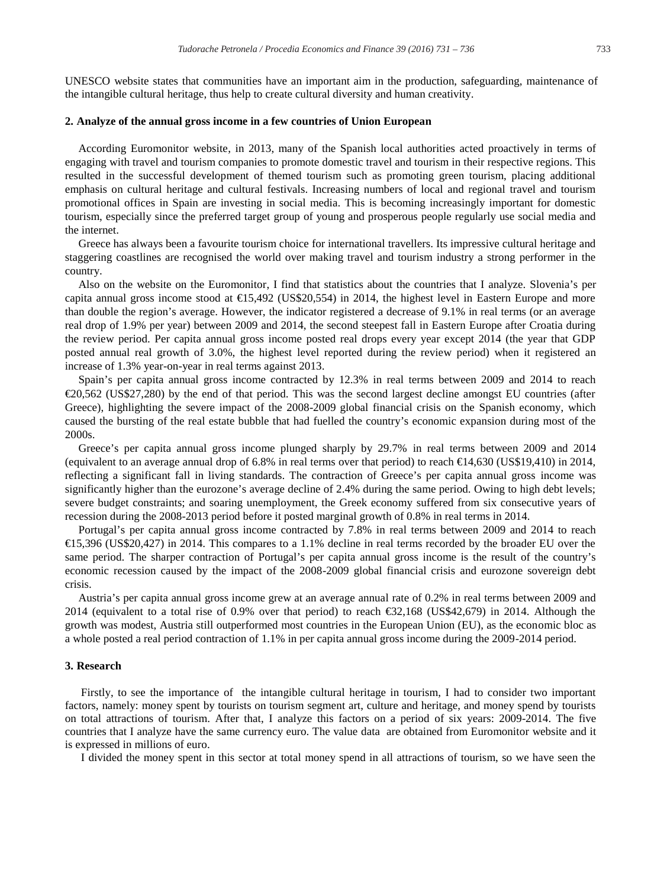UNESCO website states that communities have an important aim in the production, safeguarding, maintenance of the intangible cultural heritage, thus help to create cultural diversity and human creativity.

## 2. Analyze of the annual gross income in a few countries of Union European

According Euromonitor website, in 2013, many of the Spanish local authorities acted proactively in terms of engaging with travel and tourism companies to promote domestic travel and tourism in their respective regions. This resulted in the successful development of themed tourism such as promoting green tourism, placing additional emphasis on cultural heritage and cultural festivals. Increasing numbers of local and regional travel and tourism promotional offices in Spain are investing in social media. This is becoming increasingly important for domestic tourism, especially since the preferred target group of young and prosperous people regularly use social media and the internet.

Greece has always been a favourite tourism choice for international travellers. Its impressive cultural heritage and staggering coastlines are recognised the world over making travel and tourism industry a strong performer in the country.

Also on the website on the Euromonitor, I find that statistics about the countries that I analyze. Slovenia's per capita annual gross income stood at €15,492 (US$20,554) in 2014, the highest level in Eastern Europe and more than double the region's average. However, the indicator registered a decrease of 9.1% in real terms (or an average real drop of 1.9% per year) between 2009 and 2014, the second steepest fall in Eastern Europe after Croatia during the review period. Per capita annual gross income posted real drops every year except 2014 (the year that GDP posted annual real growth of 3.0%, the highest level reported during the review period) when it registered an increase of 1.3% year-on-year in real terms against 2013.

Spain's per capita annual gross income contracted by 12.3% in real terms between 2009 and 2014 to reach €20,562 (US$27,280) by the end of that period. This was the second largest decline amongst EU countries (after Greece), highlighting the severe impact of the 2008-2009 global financial crisis on the Spanish economy, which caused the bursting of the real estate bubble that had fuelled the country's economic expansion during most of the 2000s.

Greece's per capita annual gross income plunged sharply by 29.7% in real terms between 2009 and 2014 (equivalent to an average annual drop of 6.8% in real terms over that period) to reach €14,630 (US$19,410) in 2014, reflecting a significant fall in living standards. The contraction of Greece's per capita annual gross income was significantly higher than the eurozone's average decline of 2.4% during the same period. Owing to high debt levels; severe budget constraints; and soaring unemployment, the Greek economy suffered from six consecutive years of recession during the 2008-2013 period before it posted marginal growth of 0.8% in real terms in 2014.

Portugal's per capita annual gross income contracted by 7.8% in real terms between 2009 and 2014 to reach €15,396 (US$20,427) in 2014. This compares to a 1.1% decline in real terms recorded by the broader EU over the same period. The sharper contraction of Portugal's per capita annual gross income is the result of the country's economic recession caused by the impact of the 2008-2009 global financial crisis and eurozone sovereign debt crisis.

Austria's per capita annual gross income grew at an average annual rate of 0.2% in real terms between 2009 and 2014 (equivalent to a total rise of 0.9% over that period) to reach €32,168 (US$42,679) in 2014. Although the growth was modest, Austria still outperformed most countries in the European Union (EU), as the economic bloc as a whole posted a real period contraction of 1.1% in per capita annual gross income during the 2009-2014 period.

## 3. Research

Firstly, to see the importance of the intangible cultural heritage in tourism, I had to consider two important factors, namely: money spent by tourists on tourism segment art, culture and heritage, and money spend by tourists on total attractions of tourism. After that, I analyze this factors on a period of six years: 2009-2014. The five countries that I analyze have the same currency euro. The value data are obtained from Euromonitor website and it is expressed in millions of euro.

I divided the money spent in this sector at total money spend in all attractions of tourism, so we have seen the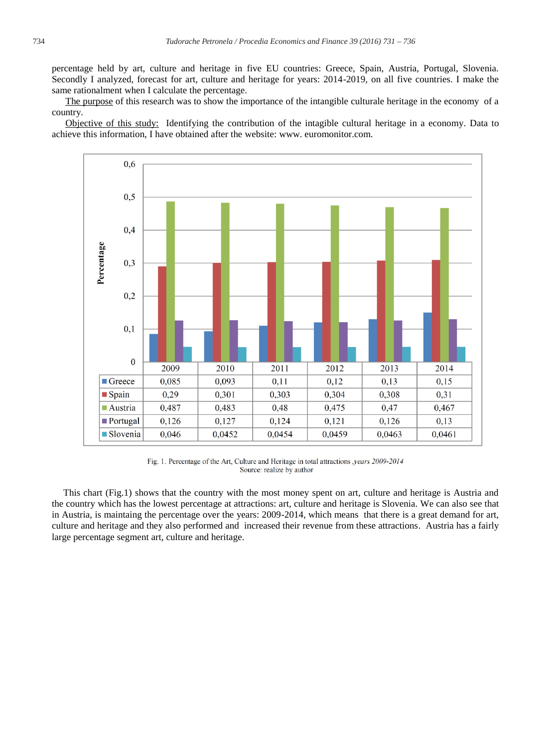percentage held by art, culture and heritage in five EU countries: Greece, Spain, Austria, Portugal, Slovenia. Secondly I analyzed, forecast for art, culture and heritage for years: 2014-2019, on all five countries. I make the same rationalment when I calculate the percentage.

The purpose of this research was to show the importance of the intangible culturale heritage in the economy of a country.

Objective of this study: Identifying the contribution of the intagible cultural heritage in a economy. Data to achieve this information, I have obtained after the website: www. euromonitor.com.

Percentage

0,6
0,5
0,4
0,3
0,2
0,1
0

2009 2010 2011 2012 2013 2014

Greece 0,085 0,093 0,11 0,12 0,13 0,15

Spain 0,29 0,301 0,303 0,304 0,308 0,31

Austria 0,487 0,483 0,48 0,475 0,47 0,467

Portugal 0,126 0,127 0,124 0,121 0,126 0,13

Slovenia 0,046 0,0452 0,0454 0,0459 0,0463 0,0461

Fig. 1. Percentage of the Art, Culture and Heritage in total attractions ,*years 2009-2014*
Source: realize by author

This chart (Fig.1) shows that the country with the most money spent on art, culture and heritage is Austria and the country which has the lowest percentage at attractions: art, culture and heritage is Slovenia. We can also see that in Austria, is maintaing the percentage over the years: 2009-2014, which means that there is a great demand for art, culture and heritage and they also performed and increased their revenue from these attractions. Austria has a fairly large percentage segment art, culture and heritage.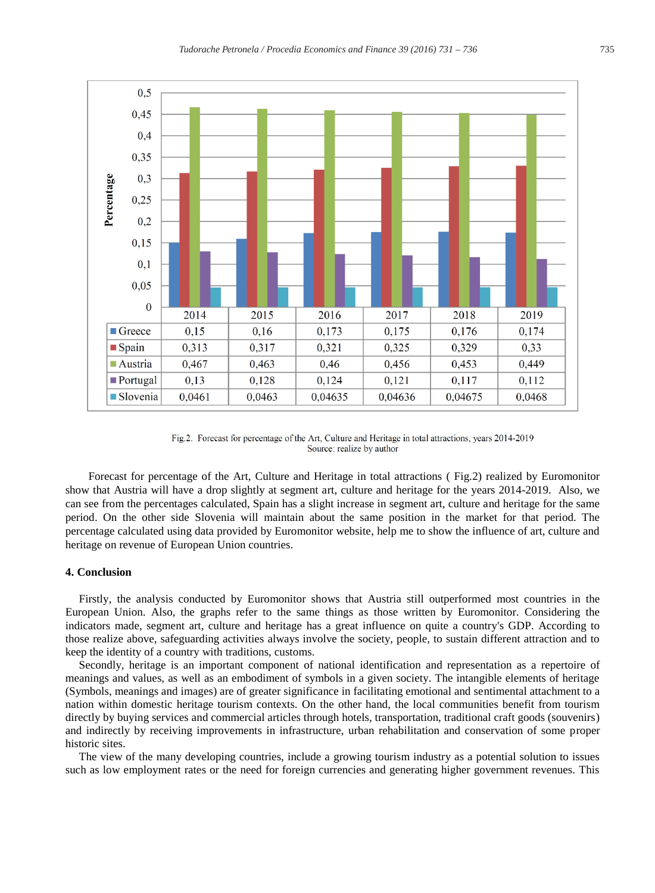| | 2014 | 2015 | 2016 | 2017 | 2018 | 2019 |
|---|---|---|---|---|---|---|
| Greece | 0,15 | 0,16 | 0,173 | 0,175 | 0,176 | 0,174 |
| Spain | 0,313 | 0,317 | 0,321 | 0,325 | 0,329 | 0,33 |
| Austria | 0,467 | 0,463 | 0,46 | 0,456 | 0,453 | 0,449 |
| Portugal | 0,13 | 0,128 | 0,124 | 0,121 | 0,117 | 0,112 |
| Slovenia | 0,0461 | 0,0463 | 0,04635 | 0,04636 | 0,04675 | 0,0468 |

Fig.2. Forecast for percentage of the Art, Culture and Heritage in total attractions, years 2014-2019
Source: realize by author

Forecast for percentage of the Art, Culture and Heritage in total attractions ( Fig.2) realized by Euromonitor show that Austria will have a drop slightly at segment art, culture and heritage for the years 2014-2019. Also, we can see from the percentages calculated, Spain has a slight increase in segment art, culture and heritage for the same period. On the other side Slovenia will maintain about the same position in the market for that period. The percentage calculated using data provided by Euromonitor website, help me to show the influence of art, culture and heritage on revenue of European Union countries.

## 4. Conclusion

Firstly, the analysis conducted by Euromonitor shows that Austria still outperformed most countries in the European Union. Also, the graphs refer to the same things as those written by Euromonitor. Considering the indicators made, segment art, culture and heritage has a great influence on quite a country's GDP. According to those realize above, safeguarding activities always involve the society, people, to sustain different attraction and to keep the identity of a country with traditions, customs.

Secondly, heritage is an important component of national identification and representation as a repertoire of meanings and values, as well as an embodiment of symbols in a given society. The intangible elements of heritage (Symbols, meanings and images) are of greater significance in facilitating emotional and sentimental attachment to a nation within domestic heritage tourism contexts. On the other hand, the local communities benefit from tourism directly by buying services and commercial articles through hotels, transportation, traditional craft goods (souvenirs) and indirectly by receiving improvements in infrastructure, urban rehabilitation and conservation of some proper historic sites.

The view of the many developing countries, include a growing tourism industry as a potential solution to issues such as low employment rates or the need for foreign currencies and generating higher government revenues. This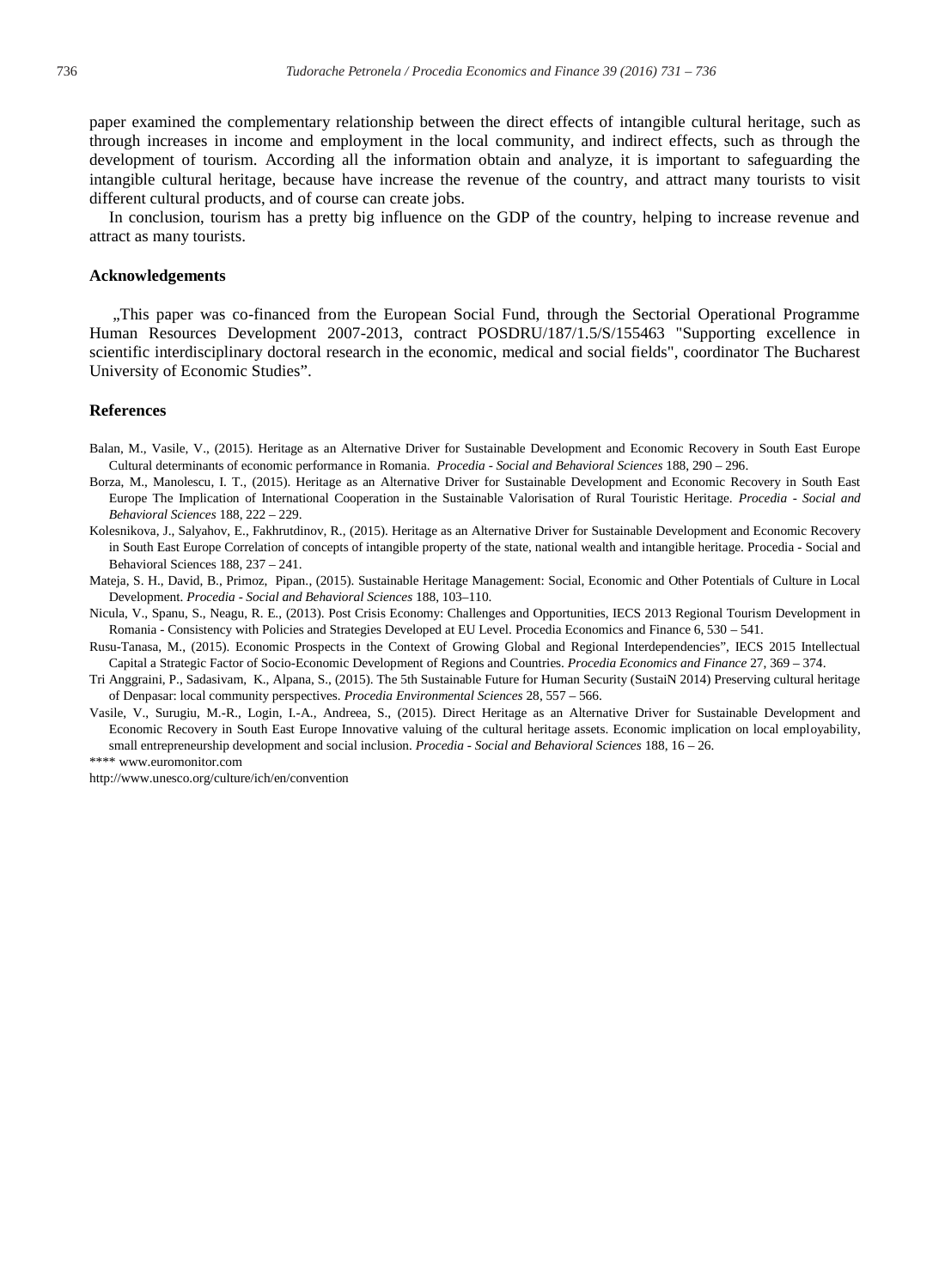paper examined the complementary relationship between the direct effects of intangible cultural heritage, such as through increases in income and employment in the local community, and indirect effects, such as through the development of tourism. According all the information obtain and analyze, it is important to safeguarding the intangible cultural heritage, because have increase the revenue of the country, and attract many tourists to visit different cultural products, and of course can create jobs.

In conclusion, tourism has a pretty big influence on the GDP of the country, helping to increase revenue and attract as many tourists.

## Acknowledgements

„This paper was co-financed from the European Social Fund, through the Sectorial Operational Programme Human Resources Development 2007-2013, contract POSDRU/187/1.5/S/155463 "Supporting excellence in scientific interdisciplinary doctoral research in the economic, medical and social fields", coordinator The Bucharest University of Economic Studies".

## References

Balan, M., Vasile, V., (2015). Heritage as an Alternative Driver for Sustainable Development and Economic Recovery in South East Europe Cultural determinants of economic performance in Romania. *Procedia - Social and Behavioral Sciences* 188, 290 – 296.

Borza, M., Manolescu, I. T., (2015). Heritage as an Alternative Driver for Sustainable Development and Economic Recovery in South East Europe The Implication of International Cooperation in the Sustainable Valorisation of Rural Touristic Heritage. *Procedia - Social and Behavioral Sciences* 188, 222 – 229.

Kolesnikova, J., Salyahov, E., Fakhrutdinov, R., (2015). Heritage as an Alternative Driver for Sustainable Development and Economic Recovery in South East Europe Correlation of concepts of intangible property of the state, national wealth and intangible heritage. Procedia - Social and Behavioral Sciences 188, 237 – 241.

Mateja, S. H., David, B., Primoz, Pipan., (2015). Sustainable Heritage Management: Social, Economic and Other Potentials of Culture in Local Development. *Procedia - Social and Behavioral Sciences* 188, 103–110.

Nicula, V., Spanu, S., Neagu, R. E., (2013). Post Crisis Economy: Challenges and Opportunities, IECS 2013 Regional Tourism Development in Romania - Consistency with Policies and Strategies Developed at EU Level. Procedia Economics and Finance 6, 530 – 541.

Rusu-Tanasa, M., (2015). Economic Prospects in the Context of Growing Global and Regional Interdependencies", IECS 2015 Intellectual Capital a Strategic Factor of Socio-Economic Development of Regions and Countries. *Procedia Economics and Finance* 27, 369 – 374.

Tri Anggraini, P., Sadasivam, K., Alpana, S., (2015). The 5th Sustainable Future for Human Security (SustaiN 2014) Preserving cultural heritage of Denpasar: local community perspectives. *Procedia Environmental Sciences* 28, 557 – 566.

Vasile, V., Surugiu, M.-R., Login, I.-A., Andreea, S., (2015). Direct Heritage as an Alternative Driver for Sustainable Development and Economic Recovery in South East Europe Innovative valuing of the cultural heritage assets. Economic implication on local employability, small entrepreneurship development and social inclusion. *Procedia - Social and Behavioral Sciences* 188, 16 – 26.

**** www.euromonitor.com

http://www.unesco.org/culture/ich/en/convention